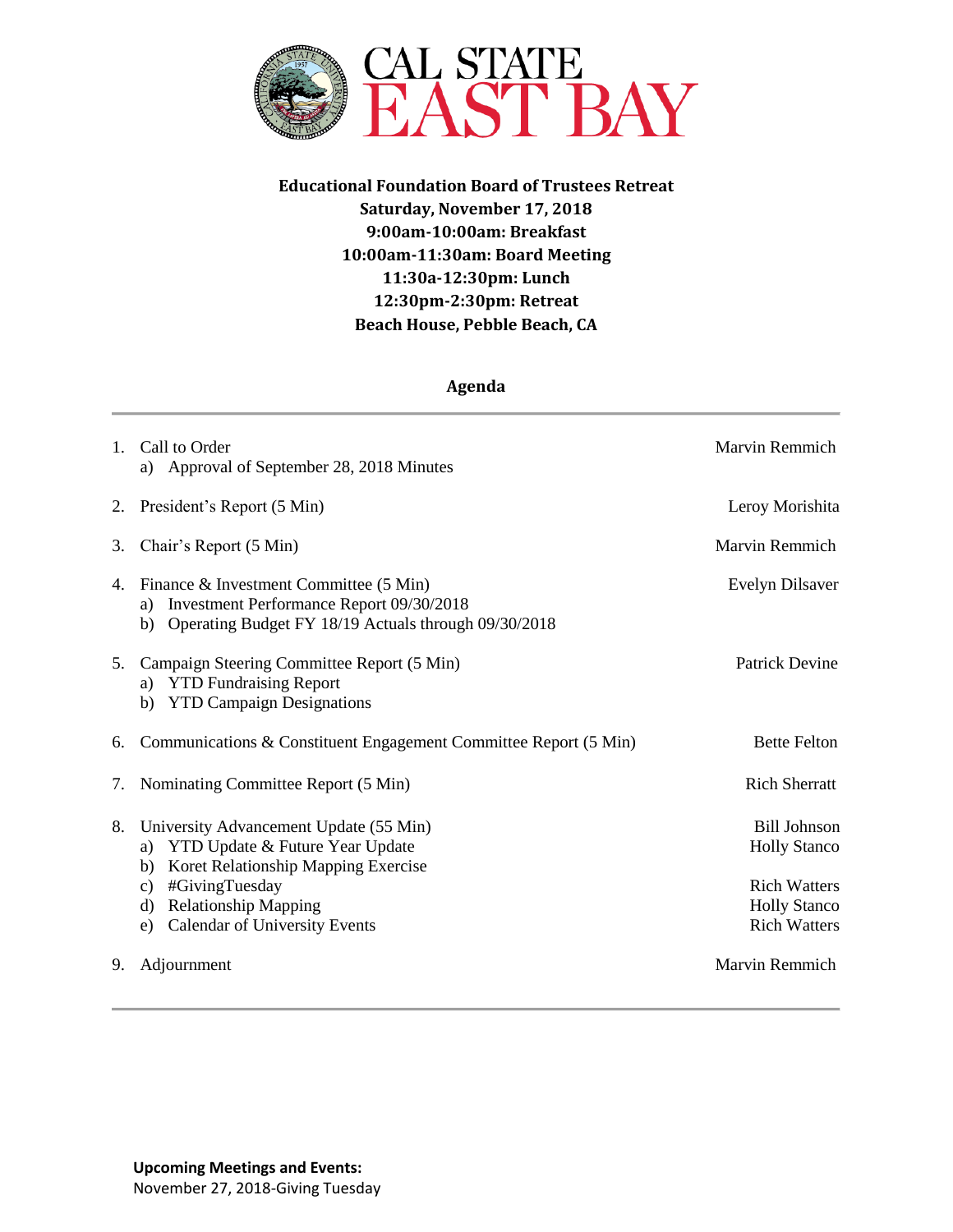# CAL STATE EAST BAY

**Educational Foundation Board of Trustees Retreat**
**Saturday, November 17, 2018**
**9:00am-10:00am: Breakfast**
**10:00am-11:30am: Board Meeting**
**11:30a-12:30pm: Lunch**
**12:30pm-2:30pm: Retreat**
**Beach House, Pebble Beach, CA**

## Agenda

| Item | Presenter |
|---|---|
| 1. Call to Order | Marvin Remmich |
| a) Approval of September 28, 2018 Minutes | |
| 2. President's Report (5 Min) | Leroy Morishita |
| 3. Chair's Report (5 Min) | Marvin Remmich |
| 4. Finance & Investment Committee (5 Min) | Evelyn Dilsaver |
| a) Investment Performance Report 09/30/2018 | |
| b) Operating Budget FY 18/19 Actuals through 09/30/2018 | |
| 5. Campaign Steering Committee Report (5 Min) | Patrick Devine |
| a) YTD Fundraising Report | |
| b) YTD Campaign Designations | |
| 6. Communications & Constituent Engagement Committee Report (5 Min) | Bette Felton |
| 7. Nominating Committee Report (5 Min) | Rich Sherratt |
| 8. University Advancement Update (55 Min) | Bill Johnson |
| a) YTD Update & Future Year Update | Holly Stanco |
| b) Koret Relationship Mapping Exercise | |
| c) #GivingTuesday | Rich Watters |
| d) Relationship Mapping | Holly Stanco |
| e) Calendar of University Events | Rich Watters |
| 9. Adjournment | Marvin Remmich |

**Upcoming Meetings and Events:**
November 27, 2018-Giving Tuesday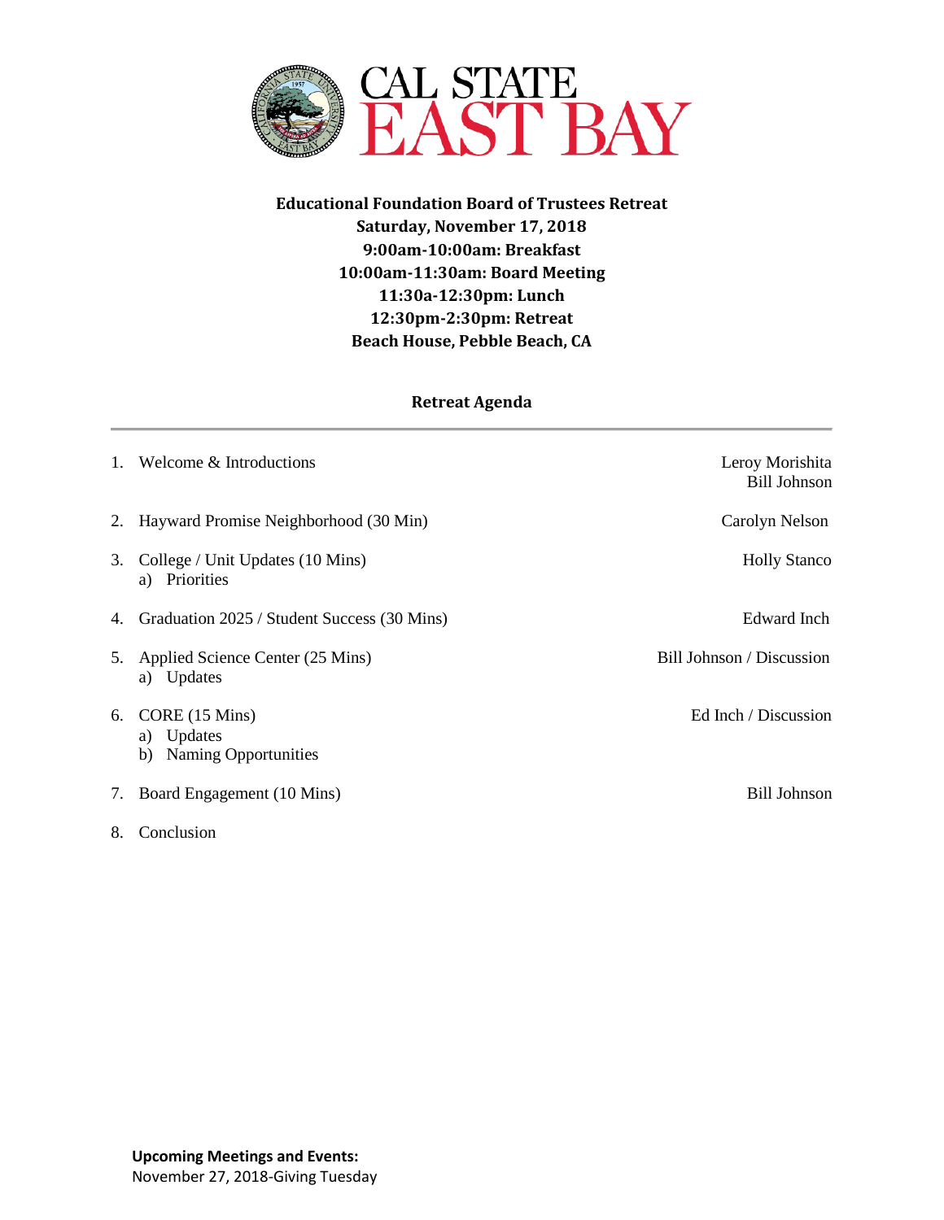**Educational Foundation Board of Trustees Retreat**
**Saturday, November 17, 2018**
**9:00am-10:00am: Breakfast**
**10:00am-11:30am: Board Meeting**
**11:30a-12:30pm: Lunch**
**12:30pm-2:30pm: Retreat**
**Beach House, Pebble Beach, CA**

## Retreat Agenda

| | |
|---|---|
| 1. Welcome & Introductions | Leroy Morishita<br>Bill Johnson |
| 2. Hayward Promise Neighborhood (30 Min) | Carolyn Nelson |
| 3. College / Unit Updates (10 Mins)<br>a) Priorities | Holly Stanco |
| 4. Graduation 2025 / Student Success (30 Mins) | Edward Inch |
| 5. Applied Science Center (25 Mins)<br>a) Updates | Bill Johnson / Discussion |
| 6. CORE (15 Mins)<br>a) Updates<br>b) Naming Opportunities | Ed Inch / Discussion |
| 7. Board Engagement (10 Mins) | Bill Johnson |
| 8. Conclusion | |

**Upcoming Meetings and Events:**
November 27, 2018-Giving Tuesday